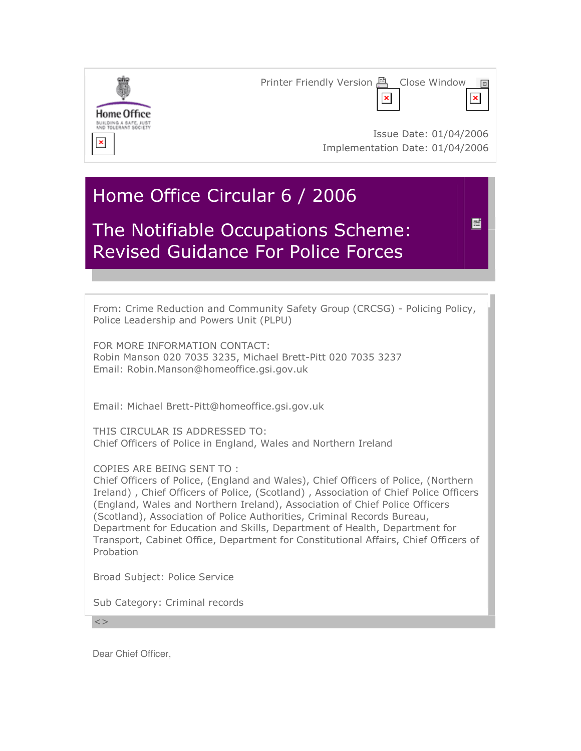Printer Friendly Version Close Window

Issue Date: 01/04/2006
Implementation Date: 01/04/2006

# Home Office Circular 6 / 2006

# The Notifiable Occupations Scheme: Revised Guidance For Police Forces

From: Crime Reduction and Community Safety Group (CRCSG) - Policing Policy, Police Leadership and Powers Unit (PLPU)

FOR MORE INFORMATION CONTACT:
Robin Manson 020 7035 3235, Michael Brett-Pitt 020 7035 3237
Email: Robin.Manson@homeoffice.gsi.gov.uk

Email: Michael Brett-Pitt@homeoffice.gsi.gov.uk

THIS CIRCULAR IS ADDRESSED TO:
Chief Officers of Police in England, Wales and Northern Ireland

COPIES ARE BEING SENT TO :
Chief Officers of Police, (England and Wales), Chief Officers of Police, (Northern Ireland) , Chief Officers of Police, (Scotland) , Association of Chief Police Officers (England, Wales and Northern Ireland), Association of Chief Police Officers (Scotland), Association of Police Authorities, Criminal Records Bureau, Department for Education and Skills, Department of Health, Department for Transport, Cabinet Office, Department for Constitutional Affairs, Chief Officers of Probation

Broad Subject: Police Service

Sub Category: Criminal records

<>

Dear Chief Officer,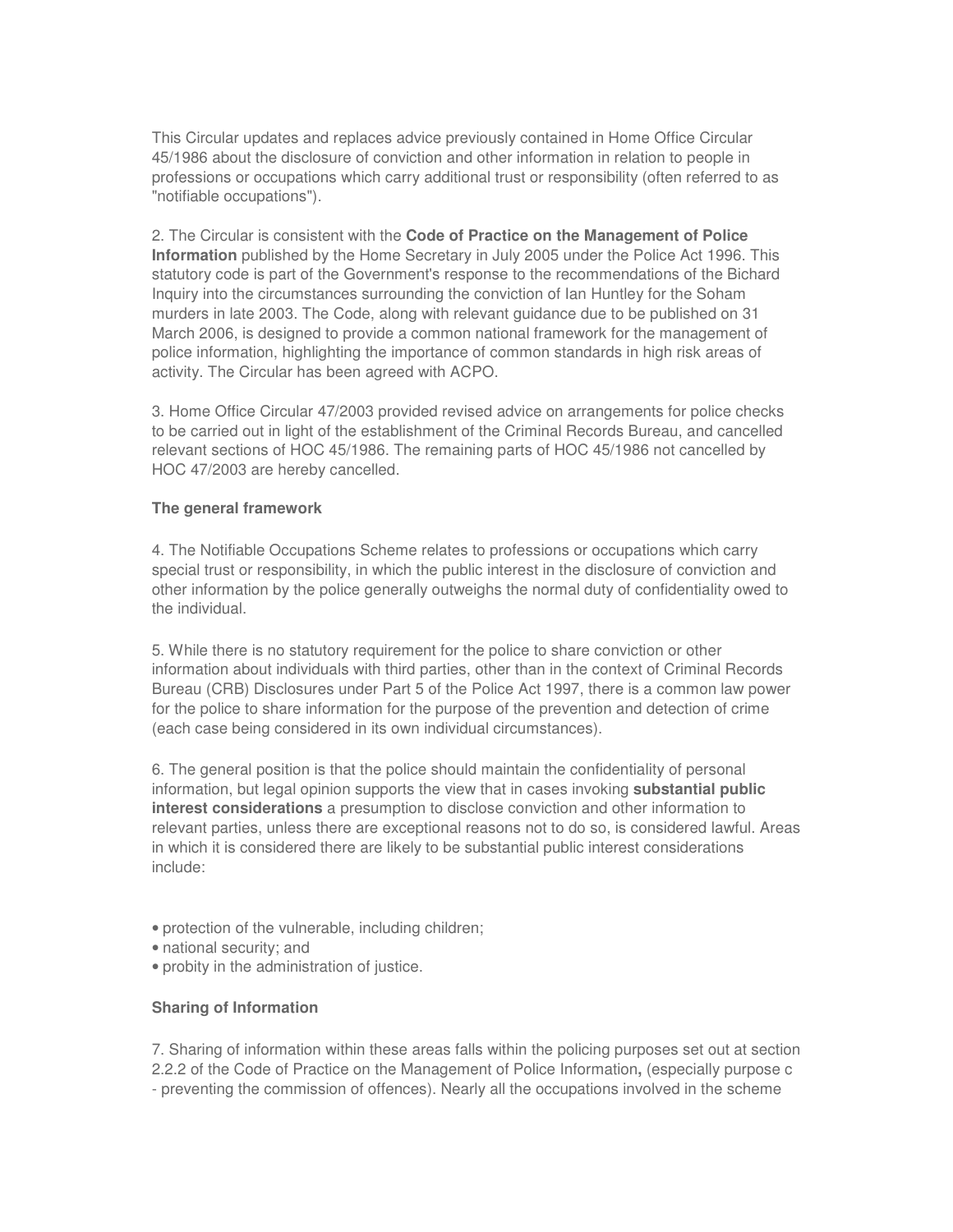This Circular updates and replaces advice previously contained in Home Office Circular 45/1986 about the disclosure of conviction and other information in relation to people in professions or occupations which carry additional trust or responsibility (often referred to as "notifiable occupations").

2. The Circular is consistent with the **Code of Practice on the Management of Police Information** published by the Home Secretary in July 2005 under the Police Act 1996. This statutory code is part of the Government's response to the recommendations of the Bichard Inquiry into the circumstances surrounding the conviction of Ian Huntley for the Soham murders in late 2003. The Code, along with relevant guidance due to be published on 31 March 2006, is designed to provide a common national framework for the management of police information, highlighting the importance of common standards in high risk areas of activity. The Circular has been agreed with ACPO.

3. Home Office Circular 47/2003 provided revised advice on arrangements for police checks to be carried out in light of the establishment of the Criminal Records Bureau, and cancelled relevant sections of HOC 45/1986. The remaining parts of HOC 45/1986 not cancelled by HOC 47/2003 are hereby cancelled.

**The general framework**

4. The Notifiable Occupations Scheme relates to professions or occupations which carry special trust or responsibility, in which the public interest in the disclosure of conviction and other information by the police generally outweighs the normal duty of confidentiality owed to the individual.

5. While there is no statutory requirement for the police to share conviction or other information about individuals with third parties, other than in the context of Criminal Records Bureau (CRB) Disclosures under Part 5 of the Police Act 1997, there is a common law power for the police to share information for the purpose of the prevention and detection of crime (each case being considered in its own individual circumstances).

6. The general position is that the police should maintain the confidentiality of personal information, but legal opinion supports the view that in cases invoking **substantial public interest considerations** a presumption to disclose conviction and other information to relevant parties, unless there are exceptional reasons not to do so, is considered lawful. Areas in which it is considered there are likely to be substantial public interest considerations include:

- protection of the vulnerable, including children;
- national security; and
- probity in the administration of justice.

**Sharing of Information**

7. Sharing of information within these areas falls within the policing purposes set out at section 2.2.2 of the Code of Practice on the Management of Police Information**,** (especially purpose c - preventing the commission of offences). Nearly all the occupations involved in the scheme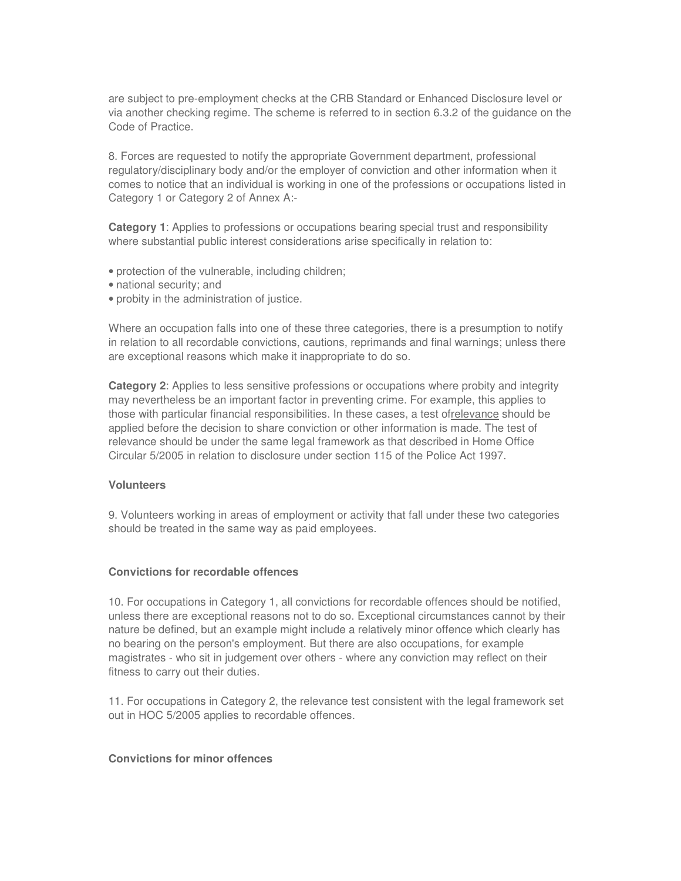are subject to pre-employment checks at the CRB Standard or Enhanced Disclosure level or via another checking regime. The scheme is referred to in section 6.3.2 of the guidance on the Code of Practice.

8. Forces are requested to notify the appropriate Government department, professional regulatory/disciplinary body and/or the employer of conviction and other information when it comes to notice that an individual is working in one of the professions or occupations listed in Category 1 or Category 2 of Annex A:-

**Category 1**: Applies to professions or occupations bearing special trust and responsibility where substantial public interest considerations arise specifically in relation to:

- protection of the vulnerable, including children;
- national security; and
- probity in the administration of justice.

Where an occupation falls into one of these three categories, there is a presumption to notify in relation to all recordable convictions, cautions, reprimands and final warnings; unless there are exceptional reasons which make it inappropriate to do so.

**Category 2**: Applies to less sensitive professions or occupations where probity and integrity may nevertheless be an important factor in preventing crime. For example, this applies to those with particular financial responsibilities. In these cases, a test ofrelevance should be applied before the decision to share conviction or other information is made. The test of relevance should be under the same legal framework as that described in Home Office Circular 5/2005 in relation to disclosure under section 115 of the Police Act 1997.

**Volunteers**

9. Volunteers working in areas of employment or activity that fall under these two categories should be treated in the same way as paid employees.

**Convictions for recordable offences**

10. For occupations in Category 1, all convictions for recordable offences should be notified, unless there are exceptional reasons not to do so. Exceptional circumstances cannot by their nature be defined, but an example might include a relatively minor offence which clearly has no bearing on the person's employment. But there are also occupations, for example magistrates - who sit in judgement over others - where any conviction may reflect on their fitness to carry out their duties.

11. For occupations in Category 2, the relevance test consistent with the legal framework set out in HOC 5/2005 applies to recordable offences.

**Convictions for minor offences**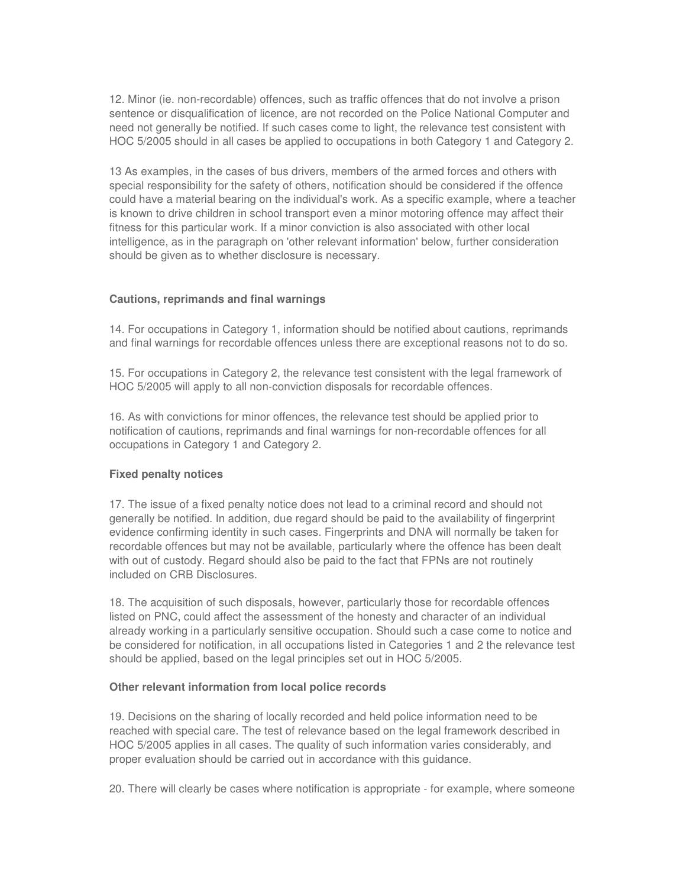12. Minor (ie. non-recordable) offences, such as traffic offences that do not involve a prison sentence or disqualification of licence, are not recorded on the Police National Computer and need not generally be notified. If such cases come to light, the relevance test consistent with HOC 5/2005 should in all cases be applied to occupations in both Category 1 and Category 2.

13 As examples, in the cases of bus drivers, members of the armed forces and others with special responsibility for the safety of others, notification should be considered if the offence could have a material bearing on the individual's work. As a specific example, where a teacher is known to drive children in school transport even a minor motoring offence may affect their fitness for this particular work. If a minor conviction is also associated with other local intelligence, as in the paragraph on 'other relevant information' below, further consideration should be given as to whether disclosure is necessary.

**Cautions, reprimands and final warnings**

14. For occupations in Category 1, information should be notified about cautions, reprimands and final warnings for recordable offences unless there are exceptional reasons not to do so.

15. For occupations in Category 2, the relevance test consistent with the legal framework of HOC 5/2005 will apply to all non-conviction disposals for recordable offences.

16. As with convictions for minor offences, the relevance test should be applied prior to notification of cautions, reprimands and final warnings for non-recordable offences for all occupations in Category 1 and Category 2.

**Fixed penalty notices**

17. The issue of a fixed penalty notice does not lead to a criminal record and should not generally be notified. In addition, due regard should be paid to the availability of fingerprint evidence confirming identity in such cases. Fingerprints and DNA will normally be taken for recordable offences but may not be available, particularly where the offence has been dealt with out of custody. Regard should also be paid to the fact that FPNs are not routinely included on CRB Disclosures.

18. The acquisition of such disposals, however, particularly those for recordable offences listed on PNC, could affect the assessment of the honesty and character of an individual already working in a particularly sensitive occupation. Should such a case come to notice and be considered for notification, in all occupations listed in Categories 1 and 2 the relevance test should be applied, based on the legal principles set out in HOC 5/2005.

**Other relevant information from local police records**

19. Decisions on the sharing of locally recorded and held police information need to be reached with special care. The test of relevance based on the legal framework described in HOC 5/2005 applies in all cases. The quality of such information varies considerably, and proper evaluation should be carried out in accordance with this guidance.

20. There will clearly be cases where notification is appropriate - for example, where someone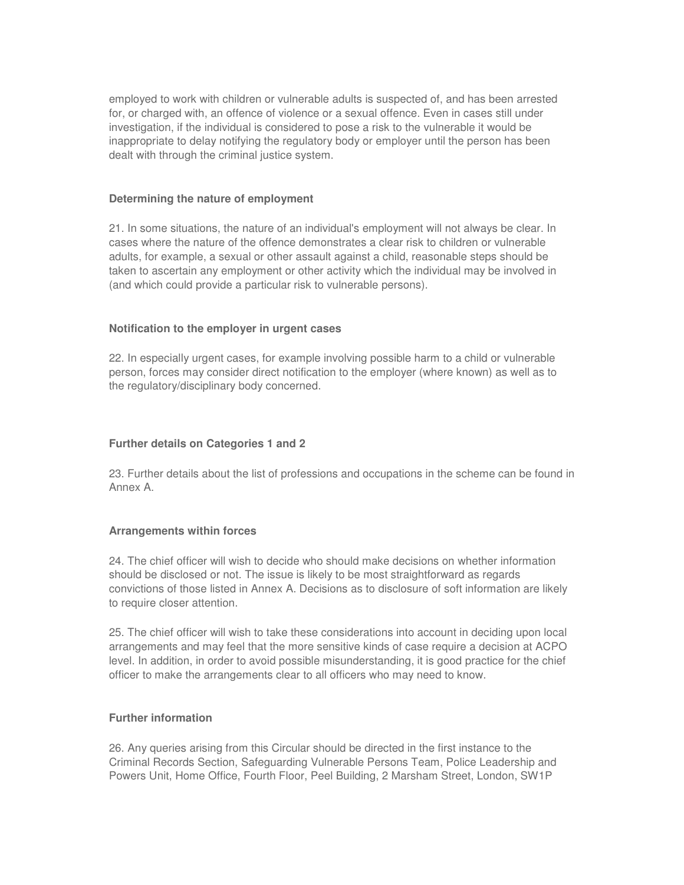employed to work with children or vulnerable adults is suspected of, and has been arrested for, or charged with, an offence of violence or a sexual offence. Even in cases still under investigation, if the individual is considered to pose a risk to the vulnerable it would be inappropriate to delay notifying the regulatory body or employer until the person has been dealt with through the criminal justice system.

**Determining the nature of employment**

21. In some situations, the nature of an individual's employment will not always be clear. In cases where the nature of the offence demonstrates a clear risk to children or vulnerable adults, for example, a sexual or other assault against a child, reasonable steps should be taken to ascertain any employment or other activity which the individual may be involved in (and which could provide a particular risk to vulnerable persons).

**Notification to the employer in urgent cases**

22. In especially urgent cases, for example involving possible harm to a child or vulnerable person, forces may consider direct notification to the employer (where known) as well as to the regulatory/disciplinary body concerned.

**Further details on Categories 1 and 2**

23. Further details about the list of professions and occupations in the scheme can be found in Annex A.

**Arrangements within forces**

24. The chief officer will wish to decide who should make decisions on whether information should be disclosed or not. The issue is likely to be most straightforward as regards convictions of those listed in Annex A. Decisions as to disclosure of soft information are likely to require closer attention.

25. The chief officer will wish to take these considerations into account in deciding upon local arrangements and may feel that the more sensitive kinds of case require a decision at ACPO level. In addition, in order to avoid possible misunderstanding, it is good practice for the chief officer to make the arrangements clear to all officers who may need to know.

**Further information**

26. Any queries arising from this Circular should be directed in the first instance to the Criminal Records Section, Safeguarding Vulnerable Persons Team, Police Leadership and Powers Unit, Home Office, Fourth Floor, Peel Building, 2 Marsham Street, London, SW1P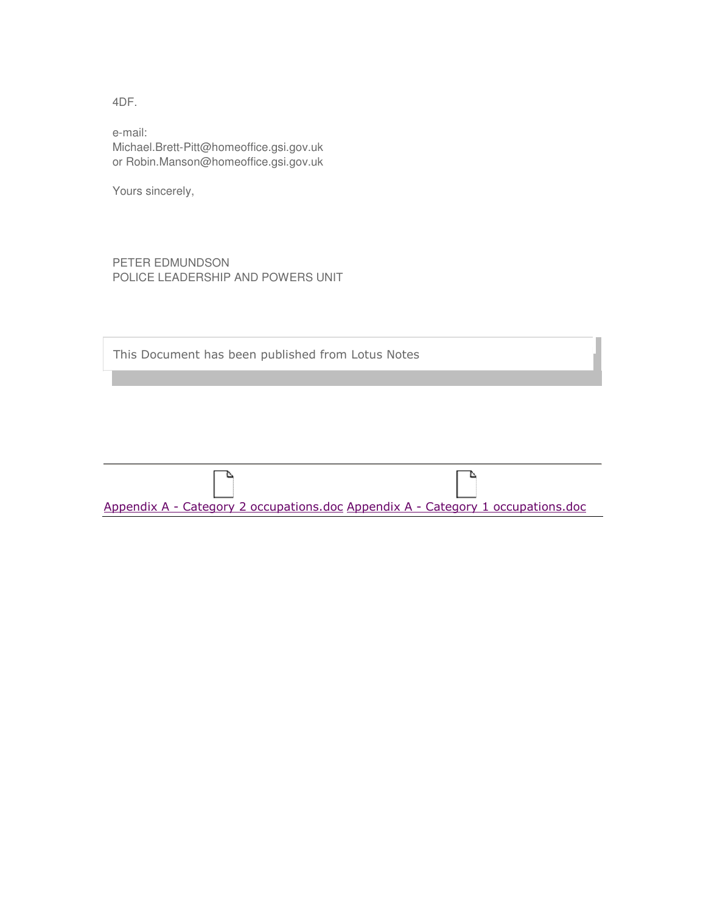4DF.

e-mail:
Michael.Brett-Pitt@homeoffice.gsi.gov.uk
or Robin.Manson@homeoffice.gsi.gov.uk

Yours sincerely,

PETER EDMUNDSON
POLICE LEADERSHIP AND POWERS UNIT

This Document has been published from Lotus Notes

Appendix A - Category 2 occupations.doc Appendix A - Category 1 occupations.doc